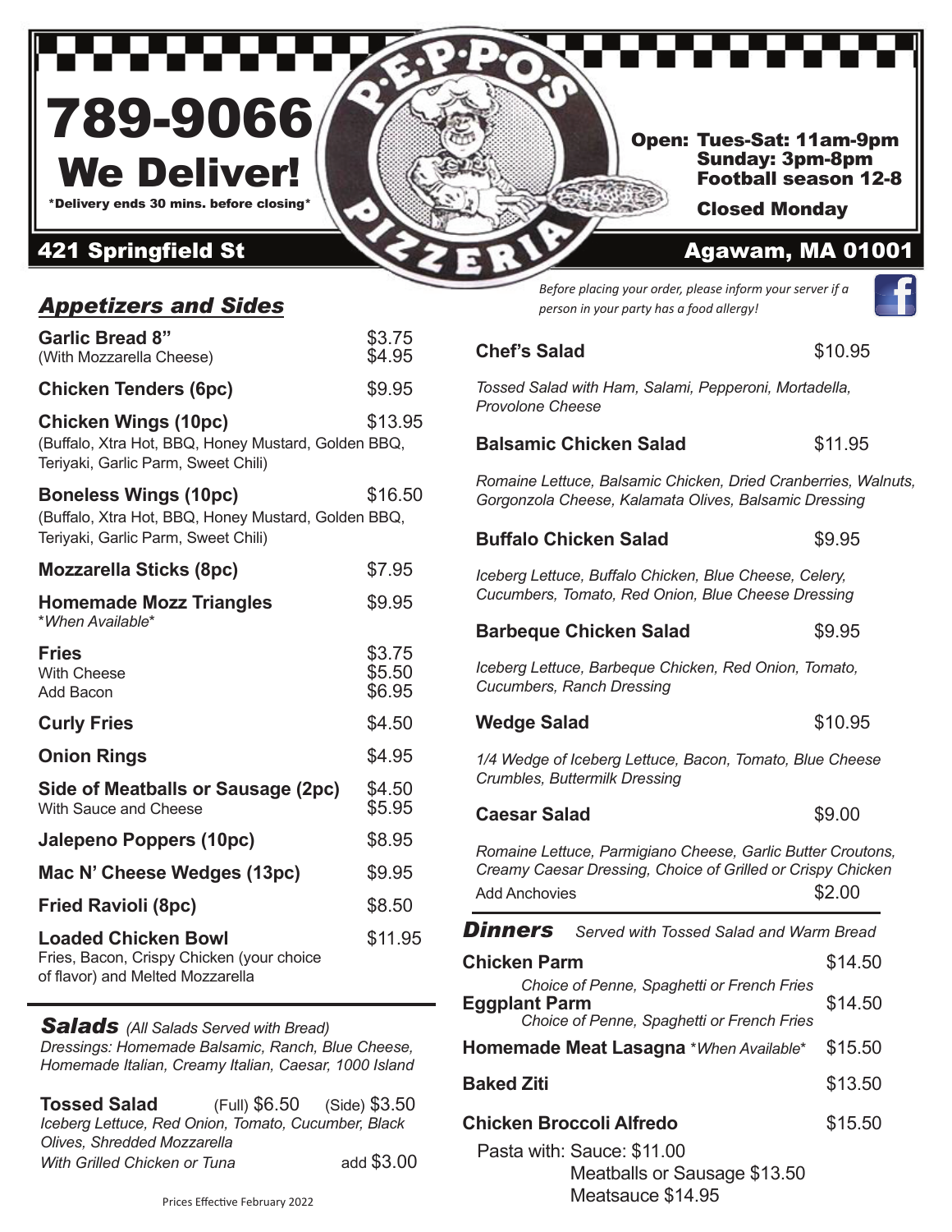# PEPPO'S PIZZERIA

**789-9066**

**We Deliver!**

*Delivery ends 30 mins. before closing*

**Open:** Tues-Sat: 11am-9pm
Sunday: 3pm-8pm
Football season 12-8

**Closed Monday**

**421 Springfield St** — **Agawam, MA 01001**

*Before placing your order, please inform your server if a person in your party has a food allergy!*

## *Appetizers and Sides*

| Item | Price |
|---|---|
| **Garlic Bread 8"** | $3.75 |
| (With Mozzarella Cheese) | $4.95 |
| **Chicken Tenders (6pc)** | $9.95 |
| **Chicken Wings (10pc)** (Buffalo, Xtra Hot, BBQ, Honey Mustard, Golden BBQ, Teriyaki, Garlic Parm, Sweet Chili) | $13.95 |
| **Boneless Wings (10pc)** (Buffalo, Xtra Hot, BBQ, Honey Mustard, Golden BBQ, Teriyaki, Garlic Parm, Sweet Chili) | $16.50 |
| **Mozzarella Sticks (8pc)** | $7.95 |
| **Homemade Mozz Triangles** *When Available* | $9.95 |
| **Fries** | $3.75 |
| With Cheese | $5.50 |
| Add Bacon | $6.95 |
| **Curly Fries** | $4.50 |
| **Onion Rings** | $4.95 |
| **Side of Meatballs or Sausage (2pc)** | $4.50 |
| With Sauce and Cheese | $5.95 |
| **Jalepeno Poppers (10pc)** | $8.95 |
| **Mac N' Cheese Wedges (13pc)** | $9.95 |
| **Fried Ravioli (8pc)** | $8.50 |
| **Loaded Chicken Bowl** Fries, Bacon, Crispy Chicken (your choice of flavor) and Melted Mozzarella | $11.95 |

## *Salads* *(All Salads Served with Bread)*

*Dressings: Homemade Balsamic, Ranch, Blue Cheese, Homemade Italian, Creamy Italian, Caesar, 1000 Island*

**Tossed Salad** (Full) $6.50 (Side) $3.50
*Iceberg Lettuce, Red Onion, Tomato, Cucumber, Black Olives, Shredded Mozzarella*
*With Grilled Chicken or Tuna* add $3.00

**Chef's Salad** — $10.95
*Tossed Salad with Ham, Salami, Pepperoni, Mortadella, Provolone Cheese*

**Balsamic Chicken Salad** — $11.95
*Romaine Lettuce, Balsamic Chicken, Dried Cranberries, Walnuts, Gorgonzola Cheese, Kalamata Olives, Balsamic Dressing*

**Buffalo Chicken Salad** — $9.95
*Iceberg Lettuce, Buffalo Chicken, Blue Cheese, Celery, Cucumbers, Tomato, Red Onion, Blue Cheese Dressing*

**Barbeque Chicken Salad** — $9.95
*Iceberg Lettuce, Barbeque Chicken, Red Onion, Tomato, Cucumbers, Ranch Dressing*

**Wedge Salad** — $10.95
*1/4 Wedge of Iceberg Lettuce, Bacon, Tomato, Blue Cheese Crumbles, Buttermilk Dressing*

**Caesar Salad** — $9.00
*Romaine Lettuce, Parmigiano Cheese, Garlic Butter Croutons, Creamy Caesar Dressing, Choice of Grilled or Crispy Chicken*
Add Anchovies — $2.00

## *Dinners* *Served with Tossed Salad and Warm Bread*

| Item | Price |
|---|---|
| **Chicken Parm** *Choice of Penne, Spaghetti or French Fries* | $14.50 |
| **Eggplant Parm** *Choice of Penne, Spaghetti or French Fries* | $14.50 |
| **Homemade Meat Lasagna** *When Available* | $15.50 |
| **Baked Ziti** | $13.50 |
| **Chicken Broccoli Alfredo** | $15.50 |

Pasta with: Sauce: $11.00
Meatballs or Sausage $13.50
Meatsauce $14.95

Prices Effective February 2022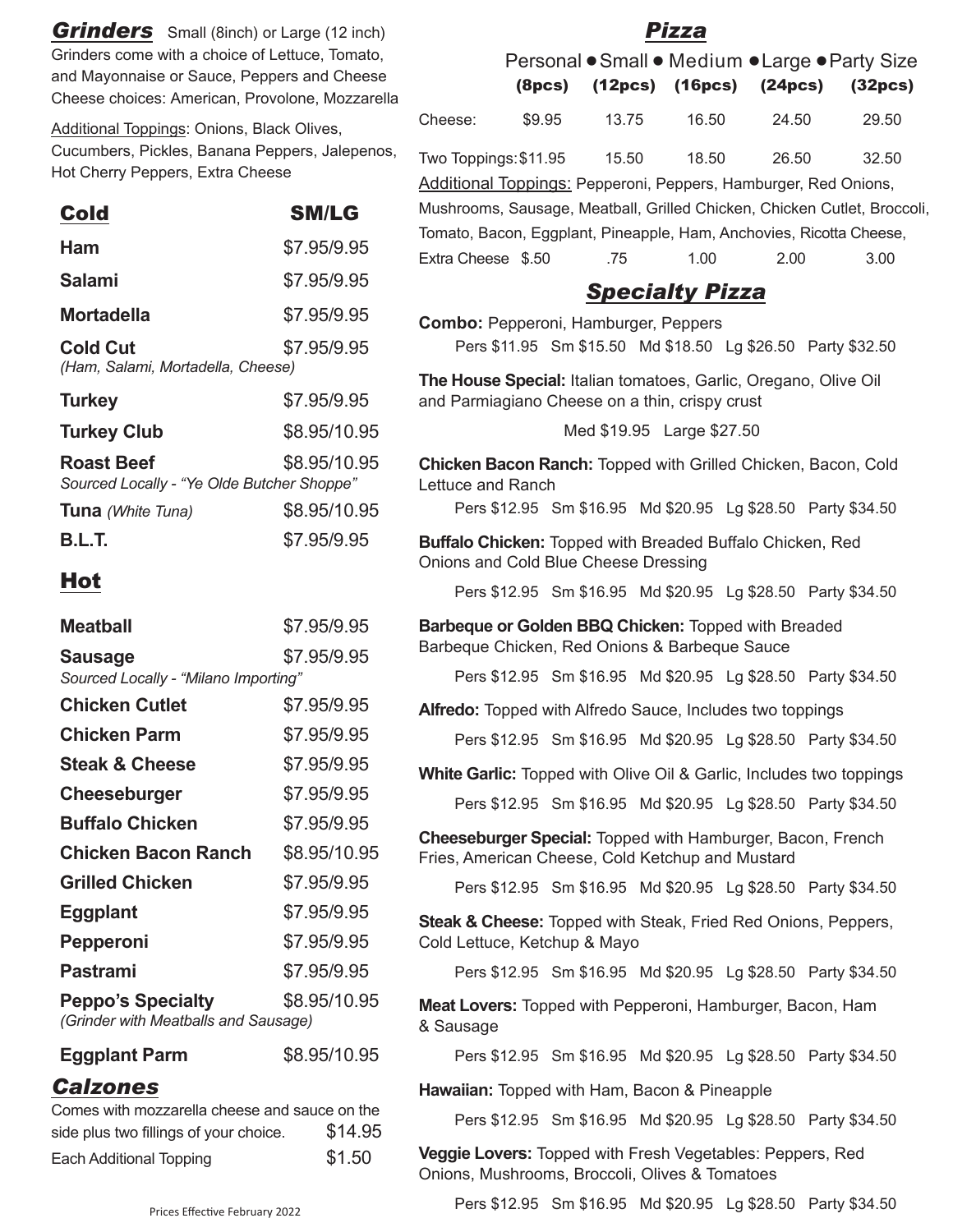## *Grinders*

Small (8inch) or Large (12 inch)

Grinders come with a choice of Lettuce, Tomato, and Mayonnaise or Sauce, Peppers and Cheese
Cheese choices: American, Provolone, Mozzarella

Additional Toppings: Onions, Black Olives, Cucumbers, Pickles, Banana Peppers, Jalepenos, Hot Cherry Peppers, Extra Cheese

| Cold | SM/LG |
|---|---|
| **Ham** | $7.95/9.95 |
| **Salami** | $7.95/9.95 |
| **Mortadella** | $7.95/9.95 |
| **Cold Cut** *(Ham, Salami, Mortadella, Cheese)* | $7.95/9.95 |
| **Turkey** | $7.95/9.95 |
| **Turkey Club** | $8.95/10.95 |
| **Roast Beef** *Sourced Locally - "Ye Olde Butcher Shoppe"* | $8.95/10.95 |
| **Tuna** *(White Tuna)* | $8.95/10.95 |
| **B.L.T.** | $7.95/9.95 |

| Hot | |
|---|---|
| **Meatball** | $7.95/9.95 |
| **Sausage** *Sourced Locally - "Milano Importing"* | $7.95/9.95 |
| **Chicken Cutlet** | $7.95/9.95 |
| **Chicken Parm** | $7.95/9.95 |
| **Steak & Cheese** | $7.95/9.95 |
| **Cheeseburger** | $7.95/9.95 |
| **Buffalo Chicken** | $7.95/9.95 |
| **Chicken Bacon Ranch** | $8.95/10.95 |
| **Grilled Chicken** | $7.95/9.95 |
| **Eggplant** | $7.95/9.95 |
| **Pepperoni** | $7.95/9.95 |
| **Pastrami** | $7.95/9.95 |
| **Peppo's Specialty** *(Grinder with Meatballs and Sausage)* | $8.95/10.95 |
| **Eggplant Parm** | $8.95/10.95 |

## *Calzones*

| | |
|---|---|
| Comes with mozzarella cheese and sauce on the side plus two fillings of your choice. | $14.95 |
| Each Additional Topping | $1.50 |

Prices Effective February 2022

## *Pizza*

| | Personal (8pcs) | Small (12pcs) | Medium (16pcs) | Large (24pcs) | Party Size (32pcs) |
|---|---|---|---|---|---|
| Cheese: | $9.95 | 13.75 | 16.50 | 24.50 | 29.50 |
| Two Toppings: | $11.95 | 15.50 | 18.50 | 26.50 | 32.50 |
| Additional Toppings: Pepperoni, Peppers, Hamburger, Red Onions, Mushrooms, Sausage, Meatball, Grilled Chicken, Chicken Cutlet, Broccoli, Tomato, Bacon, Eggplant, Pineapple, Ham, Anchovies, Ricotta Cheese, Extra Cheese | $.50 | .75 | 1.00 | 2.00 | 3.00 |

## *Specialty Pizza*

**Combo:** Pepperoni, Hamburger, Peppers
Pers $11.95 Sm $15.50 Md $18.50 Lg $26.50 Party $32.50

**The House Special:** Italian tomatoes, Garlic, Oregano, Olive Oil and Parmiagiano Cheese on a thin, crispy crust
Med $19.95 Large $27.50

**Chicken Bacon Ranch:** Topped with Grilled Chicken, Bacon, Cold Lettuce and Ranch
Pers $12.95 Sm $16.95 Md $20.95 Lg $28.50 Party $34.50

**Buffalo Chicken:** Topped with Breaded Buffalo Chicken, Red Onions and Cold Blue Cheese Dressing
Pers $12.95 Sm $16.95 Md $20.95 Lg $28.50 Party $34.50

**Barbeque or Golden BBQ Chicken:** Topped with Breaded Barbeque Chicken, Red Onions & Barbeque Sauce
Pers $12.95 Sm $16.95 Md $20.95 Lg $28.50 Party $34.50

**Alfredo:** Topped with Alfredo Sauce, Includes two toppings
Pers $12.95 Sm $16.95 Md $20.95 Lg $28.50 Party $34.50

**White Garlic:** Topped with Olive Oil & Garlic, Includes two toppings
Pers $12.95 Sm $16.95 Md $20.95 Lg $28.50 Party $34.50

**Cheeseburger Special:** Topped with Hamburger, Bacon, French Fries, American Cheese, Cold Ketchup and Mustard
Pers $12.95 Sm $16.95 Md $20.95 Lg $28.50 Party $34.50

**Steak & Cheese:** Topped with Steak, Fried Red Onions, Peppers, Cold Lettuce, Ketchup & Mayo
Pers $12.95 Sm $16.95 Md $20.95 Lg $28.50 Party $34.50

**Meat Lovers:** Topped with Pepperoni, Hamburger, Bacon, Ham & Sausage
Pers $12.95 Sm $16.95 Md $20.95 Lg $28.50 Party $34.50

**Hawaiian:** Topped with Ham, Bacon & Pineapple
Pers $12.95 Sm $16.95 Md $20.95 Lg $28.50 Party $34.50

**Veggie Lovers:** Topped with Fresh Vegetables: Peppers, Red Onions, Mushrooms, Broccoli, Olives & Tomatoes
Pers $12.95 Sm $16.95 Md $20.95 Lg $28.50 Party $34.50